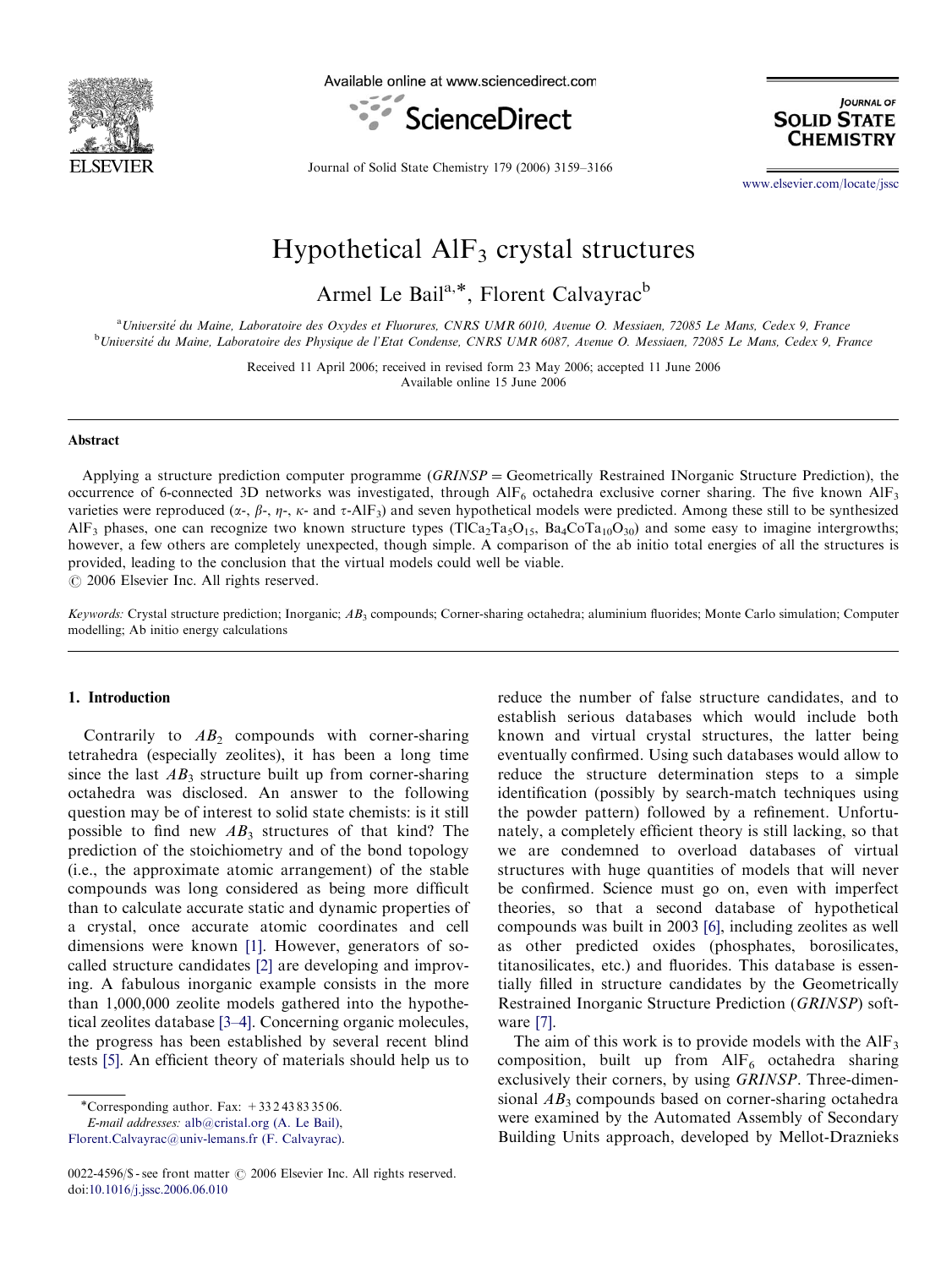# Hypothetical $AlF_3$ crystal structures

Armel Le Bail[a,*], Florent Calvayrac[b]

[a] Université du Maine, Laboratoire des Oxydes et Fluorures, CNRS UMR 6010, Avenue O. Messiaen, 72085 Le Mans, Cedex 9, France
[b] Université du Maine, Laboratoire des Physique de l'Etat Condense, CNRS UMR 6087, Avenue O. Messiaen, 72085 Le Mans, Cedex 9, France

Received 11 April 2006; received in revised form 23 May 2006; accepted 11 June 2006
Available online 15 June 2006

## Abstract

Applying a structure prediction computer programme (*GRINSP* = Geometrically Restrained INorganic Structure Prediction), the occurrence of 6-connected 3D networks was investigated, through $AlF_6$ octahedra exclusive corner sharing. The five known $AlF_3$ varieties were reproduced (α-, β-, η-, κ- and τ-$AlF_3$) and seven hypothetical models were predicted. Among these still to be synthesized $AlF_3$ phases, one can recognize two known structure types ($TlCa_2Ta_5O_{15}$, $Ba_4CoTa_{10}O_{30}$) and some easy to imagine intergrowths; however, a few others are completely unexpected, though simple. A comparison of the ab initio total energies of all the structures is provided, leading to the conclusion that the virtual models could well be viable.

© 2006 Elsevier Inc. All rights reserved.

*Keywords:* Crystal structure prediction; Inorganic; $AB_3$ compounds; Corner-sharing octahedra; aluminium fluorides; Monte Carlo simulation; Computer modelling; Ab initio energy calculations

## 1. Introduction

Contrarily to $AB_2$ compounds with corner-sharing tetrahedra (especially zeolites), it has been a long time since the last $AB_3$ structure built up from corner-sharing octahedra was disclosed. An answer to the following question may be of interest to solid state chemists: is it still possible to find new $AB_3$ structures of that kind? The prediction of the stoichiometry and of the bond topology (i.e., the approximate atomic arrangement) of the stable compounds was long considered as being more difficult than to calculate accurate static and dynamic properties of a crystal, once accurate atomic coordinates and cell dimensions were known [1]. However, generators of so-called structure candidates [2] are developing and improving. A fabulous inorganic example consists in the more than 1,000,000 zeolite models gathered into the hypothetical zeolites database [3–4]. Concerning organic molecules, the progress has been established by several recent blind tests [5]. An efficient theory of materials should help us to reduce the number of false structure candidates, and to establish serious databases which would include both known and virtual crystal structures, the latter being eventually confirmed. Using such databases would allow to reduce the structure determination steps to a simple identification (possibly by search-match techniques using the powder pattern) followed by a refinement. Unfortunately, a completely efficient theory is still lacking, so that we are condemned to overload databases of virtual structures with huge quantities of models that will never be confirmed. Science must go on, even with imperfect theories, so that a second database of hypothetical compounds was built in 2003 [6], including zeolites as well as other predicted oxides (phosphates, borosilicates, titanosilicates, etc.) and fluorides. This database is essentially filled in structure candidates by the Geometrically Restrained Inorganic Structure Prediction (*GRINSP*) software [7].

The aim of this work is to provide models with the $AlF_3$ composition, built up from $AlF_6$ octahedra sharing exclusively their corners, by using *GRINSP*. Three-dimensional $AB_3$ compounds based on corner-sharing octahedra were examined by the Automated Assembly of Secondary Building Units approach, developed by Mellot-Draznieks

*Corresponding author. Fax: +33 2 43 83 35 06.
*E-mail addresses:* alb@cristal.org (A. Le Bail), Florent.Calvayrac@univ-lemans.fr (F. Calvayrac).

0022-4596/$ - see front matter © 2006 Elsevier Inc. All rights reserved.
doi:10.1016/j.jssc.2006.06.010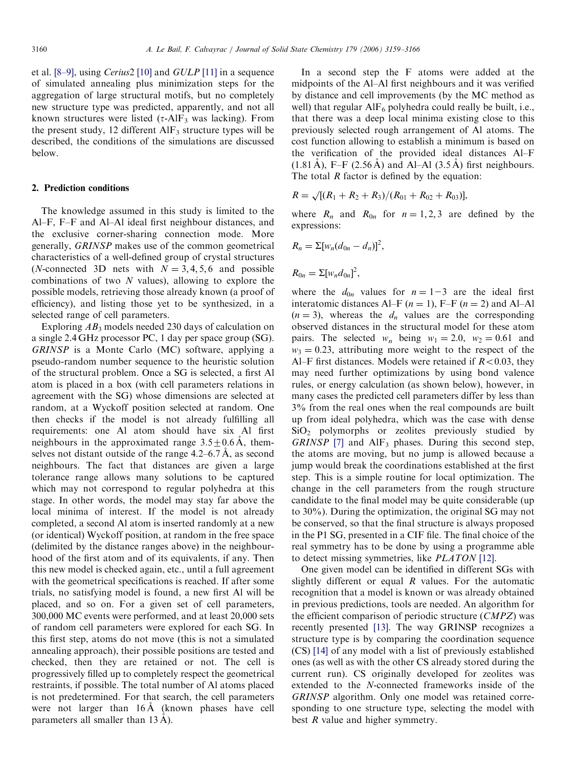et al. [8–9], using *Cerius*2 [10] and *GULP* [11] in a sequence of simulated annealing plus minimization steps for the aggregation of large structural motifs, but no completely new structure type was predicted, apparently, and not all known structures were listed ($\tau$-$AlF_3$ was lacking). From the present study, 12 different $AlF_3$ structure types will be described, the conditions of the simulations are discussed below.

## 2. Prediction conditions

The knowledge assumed in this study is limited to the Al–F, F–F and Al–Al ideal first neighbour distances, and the exclusive corner-sharing connection mode. More generally, *GRINSP* makes use of the common geometrical characteristics of a well-defined group of crystal structures ($N$-connected 3D nets with $N = 3, 4, 5, 6$ and possible combinations of two $N$ values), allowing to explore the possible models, retrieving those already known (a proof of efficiency), and listing those yet to be synthesized, in a selected range of cell parameters.

Exploring $AB_3$ models needed 230 days of calculation on a single 2.4 GHz processor PC, 1 day per space group (SG). *GRINSP* is a Monte Carlo (MC) software, applying a pseudo-random number sequence to the heuristic solution of the structural problem. Once a SG is selected, a first Al atom is placed in a box (with cell parameters relations in agreement with the SG) whose dimensions are selected at random, at a Wyckoff position selected at random. One then checks if the model is not already fulfilling all requirements: one Al atom should have six Al first neighbours in the approximated range $3.5 \pm 0.6$ Å, themselves not distant outside of the range 4.2–6.7 Å, as second neighbours. The fact that distances are given a large tolerance range allows many solutions to be captured which may not correspond to regular polyhedra at this stage. In other words, the model may stay far above the local minima of interest. If the model is not already completed, a second Al atom is inserted randomly at a new (or identical) Wyckoff position, at random in the free space (delimited by the distance ranges above) in the neighbourhood of the first atom and of its equivalents, if any. Then this new model is checked again, etc., until a full agreement with the geometrical specifications is reached. If after some trials, no satisfying model is found, a new first Al will be placed, and so on. For a given set of cell parameters, 300,000 MC events were performed, and at least 20,000 sets of random cell parameters were explored for each SG. In this first step, atoms do not move (this is not a simulated annealing approach), their possible positions are tested and checked, then they are retained or not. The cell is progressively filled up to completely respect the geometrical restraints, if possible. The total number of Al atoms placed is not predetermined. For that search, the cell parameters were not larger than 16 Å (known phases have cell parameters all smaller than 13 Å).

In a second step the F atoms were added at the midpoints of the Al–Al first neighbours and it was verified by distance and cell improvements (by the MC method as well) that regular $AlF_6$ polyhedra could really be built, i.e., that there was a deep local minima existing close to this previously selected rough arrangement of Al atoms. The cost function allowing to establish a minimum is based on the verification of the provided ideal distances Al–F (1.81 Å), F–F (2.56 Å) and Al–Al (3.5 Å) first neighbours. The total $R$ factor is defined by the equation:

$$R = \sqrt{[(R_1 + R_2 + R_3)/(R_{01} + R_{02} + R_{03})]},$$

where $R_n$ and $R_{0n}$ for $n = 1, 2, 3$ are defined by the expressions:

$$R_n = \Sigma[w_n(d_{0n} - d_n)]^2,$$

$$R_{0n} = \Sigma[w_n d_{0n}]^2,$$

where the $d_{0n}$ values for $n = 1-3$ are the ideal first interatomic distances Al–F ($n = 1$), F–F ($n = 2$) and Al–Al ($n = 3$), whereas the $d_n$ values are the corresponding observed distances in the structural model for these atom pairs. The selected $w_n$ being $w_1 = 2.0$, $w_2 = 0.61$ and $w_3 = 0.23$, attributing more weight to the respect of the Al–F first distances. Models were retained if $R < 0.03$, they may need further optimizations by using bond valence rules, or energy calculation (as shown below), however, in many cases the predicted cell parameters differ by less than 3% from the real ones when the real compounds are built up from ideal polyhedra, which was the case with dense $SiO_2$ polymorphs or zeolites previously studied by *GRINSP* [7] and $AlF_3$ phases. During this second step, the atoms are moving, but no jump is allowed because a jump would break the coordinations established at the first step. This is a simple routine for local optimization. The change in the cell parameters from the rough structure candidate to the final model may be quite considerable (up to 30%). During the optimization, the original SG may not be conserved, so that the final structure is always proposed in the P1 SG, presented in a CIF file. The final choice of the real symmetry has to be done by using a programme able to detect missing symmetries, like *PLATON* [12].

One given model can be identified in different SGs with slightly different or equal $R$ values. For the automatic recognition that a model is known or was already obtained in previous predictions, tools are needed. An algorithm for the efficient comparison of periodic structure (*CMPZ*) was recently presented [13]. The way GRINSP recognizes a structure type is by comparing the coordination sequence (CS) [14] of any model with a list of previously established ones (as well as with the other CS already stored during the current run). CS originally developed for zeolites was extended to the $N$-connected frameworks inside of the *GRINSP* algorithm. Only one model was retained corresponding to one structure type, selecting the model with best $R$ value and higher symmetry.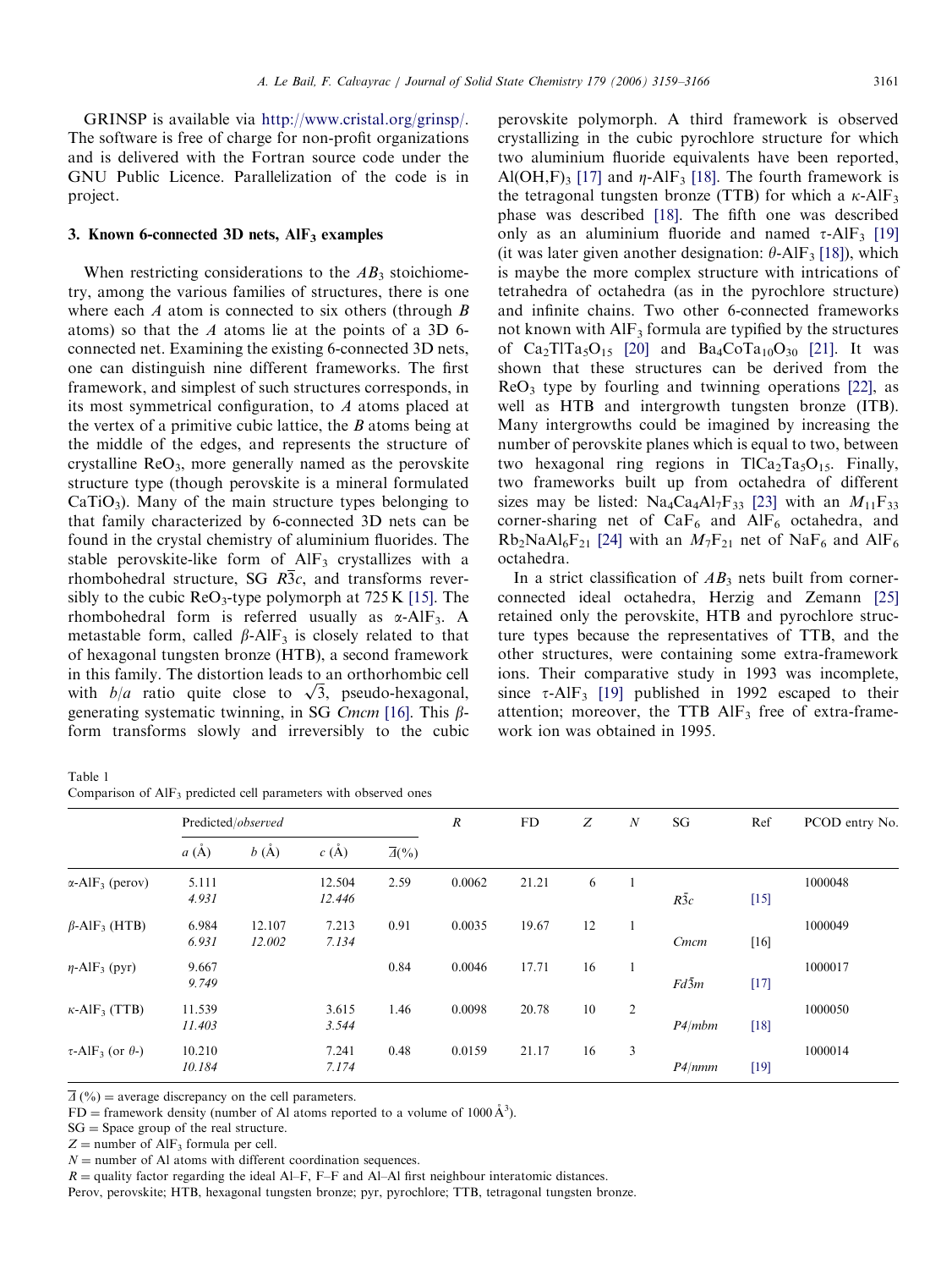GRINSP is available via http://www.cristal.org/grinsp/. The software is free of charge for non-profit organizations and is delivered with the Fortran source code under the GNU Public Licence. Parallelization of the code is in project.

### 3. Known 6-connected 3D nets, $AlF_3$ examples

When restricting considerations to the $AB_3$ stoichiometry, among the various families of structures, there is one where each $A$ atom is connected to six others (through $B$ atoms) so that the $A$ atoms lie at the points of a 3D 6-connected net. Examining the existing 6-connected 3D nets, one can distinguish nine different frameworks. The first framework, and simplest of such structures corresponds, in its most symmetrical configuration, to $A$ atoms placed at the vertex of a primitive cubic lattice, the $B$ atoms being at the middle of the edges, and represents the structure of crystalline $ReO_3$, more generally named as the perovskite structure type (though perovskite is a mineral formulated $CaTiO_3$). Many of the main structure types belonging to that family characterized by 6-connected 3D nets can be found in the crystal chemistry of aluminium fluorides. The stable perovskite-like form of $AlF_3$ crystallizes with a rhombohedral structure, SG $R\bar{3}c$, and transforms reversibly to the cubic $ReO_3$-type polymorph at 725 K [15]. The rhombohedral form is referred usually as $\alpha$-$AlF_3$. A metastable form, called $\beta$-$AlF_3$ is closely related to that of hexagonal tungsten bronze (HTB), a second framework in this family. The distortion leads to an orthorhombic cell with $b/a$ ratio quite close to $\sqrt{3}$, pseudo-hexagonal, generating systematic twinning, in SG *Cmcm* [16]. This $\beta$-form transforms slowly and irreversibly to the cubic perovskite polymorph. A third framework is observed crystallizing in the cubic pyrochlore structure for which two aluminium fluoride equivalents have been reported, $Al(OH,F)_3$ [17] and $\eta$-$AlF_3$ [18]. The fourth framework is the tetragonal tungsten bronze (TTB) for which a $\kappa$-$AlF_3$ phase was described [18]. The fifth one was described only as an aluminium fluoride and named $\tau$-$AlF_3$ [19] (it was later given another designation: $\theta$-$AlF_3$ [18]), which is maybe the more complex structure with intrications of tetrahedra of octahedra (as in the pyrochlore structure) and infinite chains. Two other 6-connected frameworks not known with $AlF_3$ formula are typified by the structures of $Ca_2TlTa_5O_{15}$ [20] and $Ba_4CoTa_{10}O_{30}$ [21]. It was shown that these structures can be derived from the $ReO_3$ type by fourling and twinning operations [22], as well as HTB and intergrowth tungsten bronze (ITB). Many intergrowths could be imagined by increasing the number of perovskite planes which is equal to two, between two hexagonal ring regions in $TlCa_2Ta_5O_{15}$. Finally, two frameworks built up from octahedra of different sizes may be listed: $Na_4Ca_4Al_7F_{33}$ [23] with an $M_{11}F_{33}$ corner-sharing net of $CaF_6$ and $AlF_6$ octahedra, and $Rb_2NaAl_6F_{21}$ [24] with an $M_7F_{21}$ net of $NaF_6$ and $AlF_6$ octahedra.

In a strict classification of $AB_3$ nets built from corner-connected ideal octahedra, Herzig and Zemann [25] retained only the perovskite, HTB and pyrochlore structure types because the representatives of TTB, and the other structures, were containing some extra-framework ions. Their comparative study in 1993 was incomplete, since $\tau$-$AlF_3$ [19] published in 1992 escaped to their attention; moreover, the TTB $AlF_3$ free of extra-framework ion was obtained in 1995.

Table 1
Comparison of $AlF_3$ predicted cell parameters with observed ones

| | Predicted/*observed* | | | | $R$ | FD | $Z$ | $N$ | SG | Ref | PCOD entry No. |
|---|---|---|---|---|---|---|---|---|---|---|---|
| | $a$ (Å) | $b$ (Å) | $c$ (Å) | $\bar{\Delta}$(%) | | | | | | | |
| $\alpha$-$AlF_3$ (perov) | 5.111<br>*4.931* | | 12.504<br>*12.446* | 2.59 | 0.0062 | 21.21 | 6 | 1 | $R\bar{3}c$ | [15] | 1000048 |
| $\beta$-$AlF_3$ (HTB) | 6.984<br>*6.931* | 12.107<br>*12.002* | 7.213<br>*7.134* | 0.91 | 0.0035 | 19.67 | 12 | 1 | *Cmcm* | [16] | 1000049 |
| $\eta$-$AlF_3$ (pyr) | 9.667<br>*9.749* | | | 0.84 | 0.0046 | 17.71 | 16 | 1 | $Fd\bar{3}m$ | [17] | 1000017 |
| $\kappa$-$AlF_3$ (TTB) | 11.539<br>*11.403* | | 3.615<br>*3.544* | 1.46 | 0.0098 | 20.78 | 10 | 2 | *P4/mbm* | [18] | 1000050 |
| $\tau$-$AlF_3$ (or $\theta$-) | 10.210<br>*10.184* | | 7.241<br>*7.174* | 0.48 | 0.0159 | 21.17 | 16 | 3 | *P4/nmm* | [19] | 1000014 |

$\bar{\Delta}$ (%) = average discrepancy on the cell parameters.
FD = framework density (number of Al atoms reported to a volume of 1000 Å$^3$).
SG = Space group of the real structure.
$Z$ = number of $AlF_3$ formula per cell.
$N$ = number of Al atoms with different coordination sequences.
$R$ = quality factor regarding the ideal Al–F, F–F and Al–Al first neighbour interatomic distances.
Perov, perovskite; HTB, hexagonal tungsten bronze; pyr, pyrochlore; TTB, tetragonal tungsten bronze.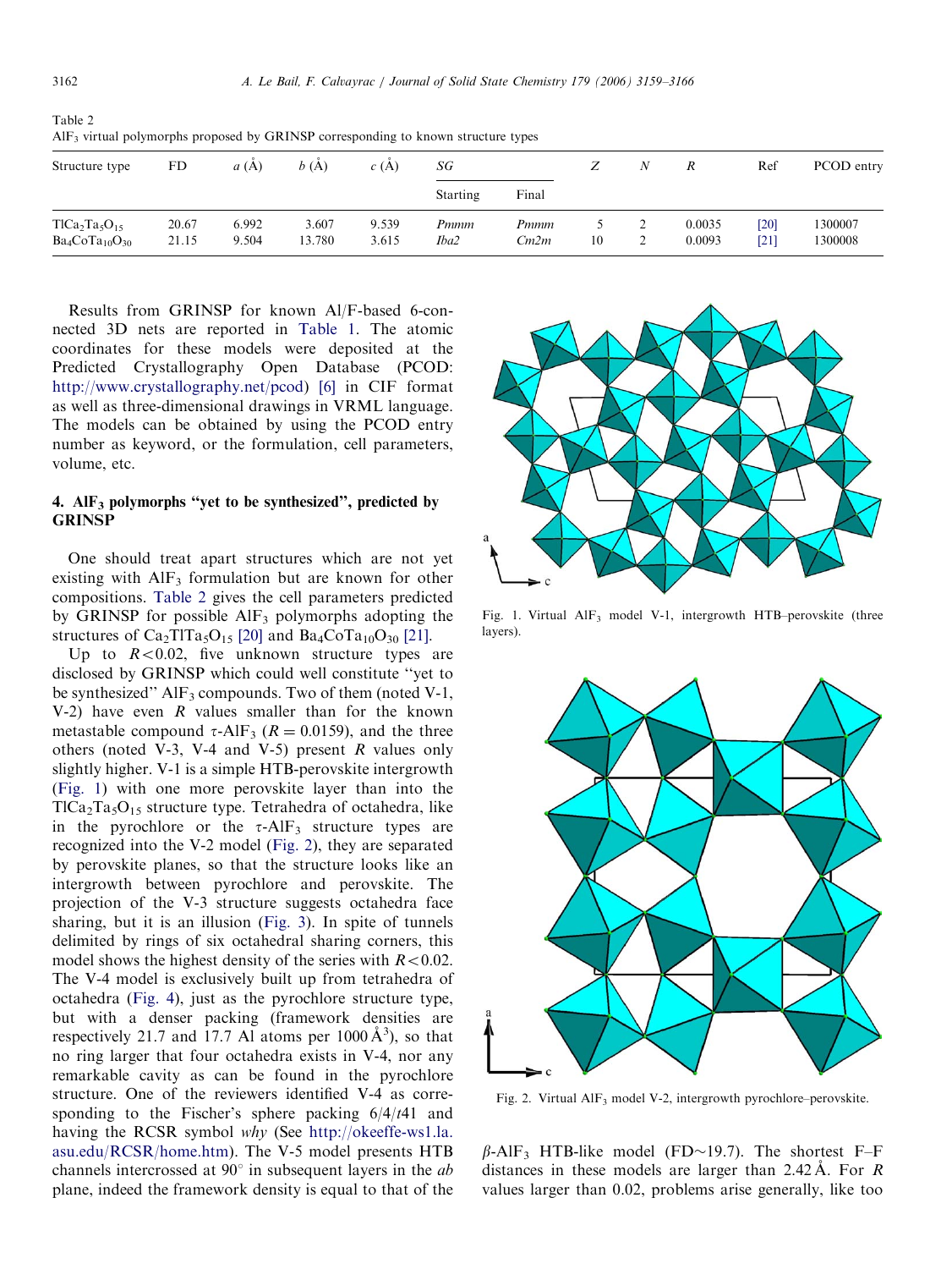Table 2
$AlF_3$ virtual polymorphs proposed by GRINSP corresponding to known structure types

| Structure type | FD | $a$ (Å) | $b$ (Å) | $c$ (Å) | SG | | $Z$ | $N$ | $R$ | Ref | PCOD entry |
|---|---|---|---|---|---|---|---|---|---|---|---|
| | | | | | Starting | Final | | | | | |
| $TlCa_2Ta_5O_{15}$ | 20.67 | 6.992 | 3.607 | 9.539 | $Pmmm$ | $Pmmm$ | 5 | 2 | 0.0035 | [20] | 1300007 |
| $Ba_4CoTa_{10}O_{30}$ | 21.15 | 9.504 | 13.780 | 3.615 | $Iba2$ | $Cm2m$ | 10 | 2 | 0.0093 | [21] | 1300008 |

Results from GRINSP for known Al/F-based 6-connected 3D nets are reported in Table 1. The atomic coordinates for these models were deposited at the Predicted Crystallography Open Database (PCOD: http://www.crystallography.net/pcod) [6] in CIF format as well as three-dimensional drawings in VRML language. The models can be obtained by using the PCOD entry number as keyword, or the formulation, cell parameters, volume, etc.

## 4. $AlF_3$ polymorphs "yet to be synthesized", predicted by GRINSP

One should treat apart structures which are not yet existing with $AlF_3$ formulation but are known for other compositions. Table 2 gives the cell parameters predicted by GRINSP for possible $AlF_3$ polymorphs adopting the structures of $Ca_2TlTa_5O_{15}$ [20] and $Ba_4CoTa_{10}O_{30}$ [21].

Up to $R<0.02$, five unknown structure types are disclosed by GRINSP which could well constitute "yet to be synthesized" $AlF_3$ compounds. Two of them (noted V-1, V-2) have even $R$ values smaller than for the known metastable compound τ-$AlF_3$ ($R = 0.0159$), and the three others (noted V-3, V-4 and V-5) present $R$ values only slightly higher. V-1 is a simple HTB-perovskite intergrowth (Fig. 1) with one more perovskite layer than into the $TlCa_2Ta_5O_{15}$ structure type. Tetrahedra of octahedra, like in the pyrochlore or the τ-$AlF_3$ structure types are recognized into the V-2 model (Fig. 2), they are separated by perovskite planes, so that the structure looks like an intergrowth between pyrochlore and perovskite. The projection of the V-3 structure suggests octahedra face sharing, but it is an illusion (Fig. 3). In spite of tunnels delimited by rings of six octahedral sharing corners, this model shows the highest density of the series with $R<0.02$. The V-4 model is exclusively built up from tetrahedra of octahedra (Fig. 4), just as the pyrochlore structure type, but with a denser packing (framework densities are respectively 21.7 and 17.7 Al atoms per 1000 $Å^3$), so that no ring larger that four octahedra exists in V-4, nor any remarkable cavity as can be found in the pyrochlore structure. One of the reviewers identified V-4 as corresponding to the Fischer's sphere packing 6/4/$t$41 and having the RCSR symbol *why* (See http://okeeffe-ws1.la.asu.edu/RCSR/home.htm). The V-5 model presents HTB channels intercrossed at 90° in subsequent layers in the $ab$ plane, indeed the framework density is equal to that of the β-$AlF_3$ HTB-like model (FD~19.7). The shortest F–F distances in these models are larger than 2.42 Å. For $R$ values larger than 0.02, problems arise generally, like too

Fig. 1. Virtual $AlF_3$ model V-1, intergrowth HTB–perovskite (three layers).

Fig. 2. Virtual $AlF_3$ model V-2, intergrowth pyrochlore–perovskite.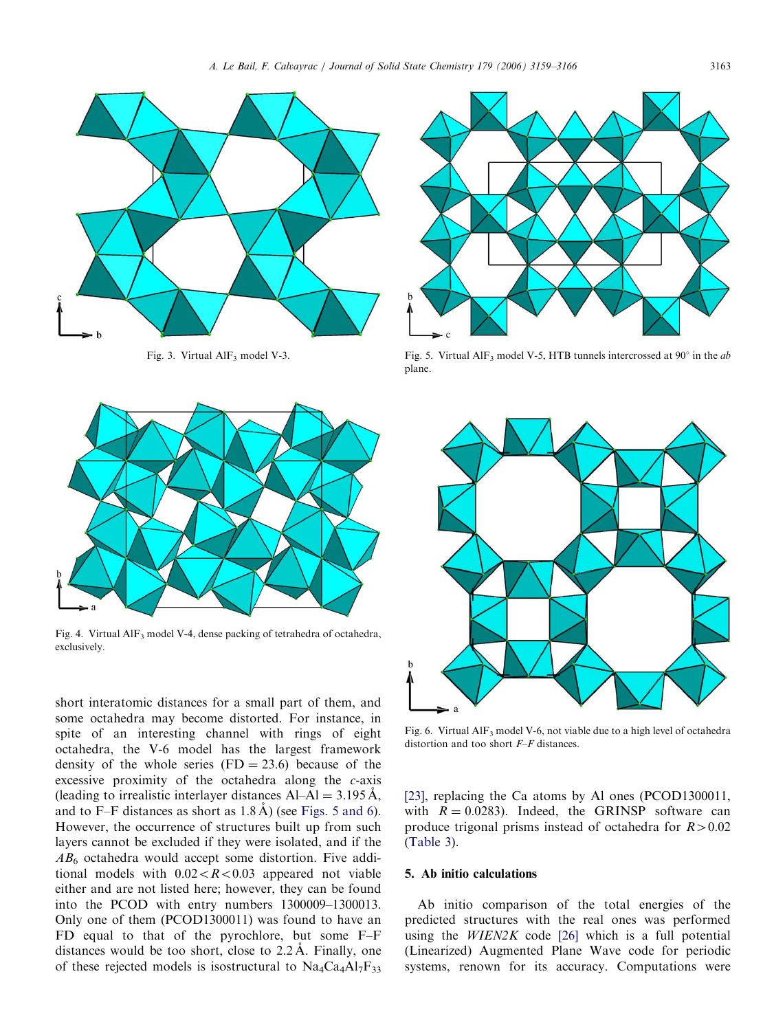Fig. 3. Virtual $AlF_3$ model V-3.

Fig. 5. Virtual $AlF_3$ model V-5, HTB tunnels intercrossed at 90° in the *ab* plane.

Fig. 4. Virtual $AlF_3$ model V-4, dense packing of tetrahedra of octahedra, exclusively.

Fig. 6. Virtual $AlF_3$ model V-6, not viable due to a high level of octahedra distortion and too short *F–F* distances.

short interatomic distances for a small part of them, and some octahedra may become distorted. For instance, in spite of an interesting channel with rings of eight octahedra, the V-6 model has the largest framework density of the whole series (FD = 23.6) because of the excessive proximity of the octahedra along the *c*-axis (leading to irrealistic interlayer distances Al–Al = 3.195 Å, and to F–F distances as short as 1.8 Å) (see Figs. 5 and 6). However, the occurrence of structures built up from such layers cannot be excluded if they were isolated, and if the $AB_6$ octahedra would accept some distortion. Five additional models with $0.02<R<0.03$ appeared not viable either and are not listed here; however, they can be found into the PCOD with entry numbers 1300009–1300013. Only one of them (PCOD1300011) was found to have an FD equal to that of the pyrochlore, but some F–F distances would be too short, close to 2.2 Å. Finally, one of these rejected models is isostructural to $Na_4Ca_4Al_7F_{33}$ [23], replacing the Ca atoms by Al ones (PCOD1300011, with $R = 0.0283$). Indeed, the GRINSP software can produce trigonal prisms instead of octahedra for $R>0.02$ (Table 3).

## 5. Ab initio calculations

Ab initio comparison of the total energies of the predicted structures with the real ones was performed using the *WIEN2K* code [26] which is a full potential (Linearized) Augmented Plane Wave code for periodic systems, renown for its accuracy. Computations were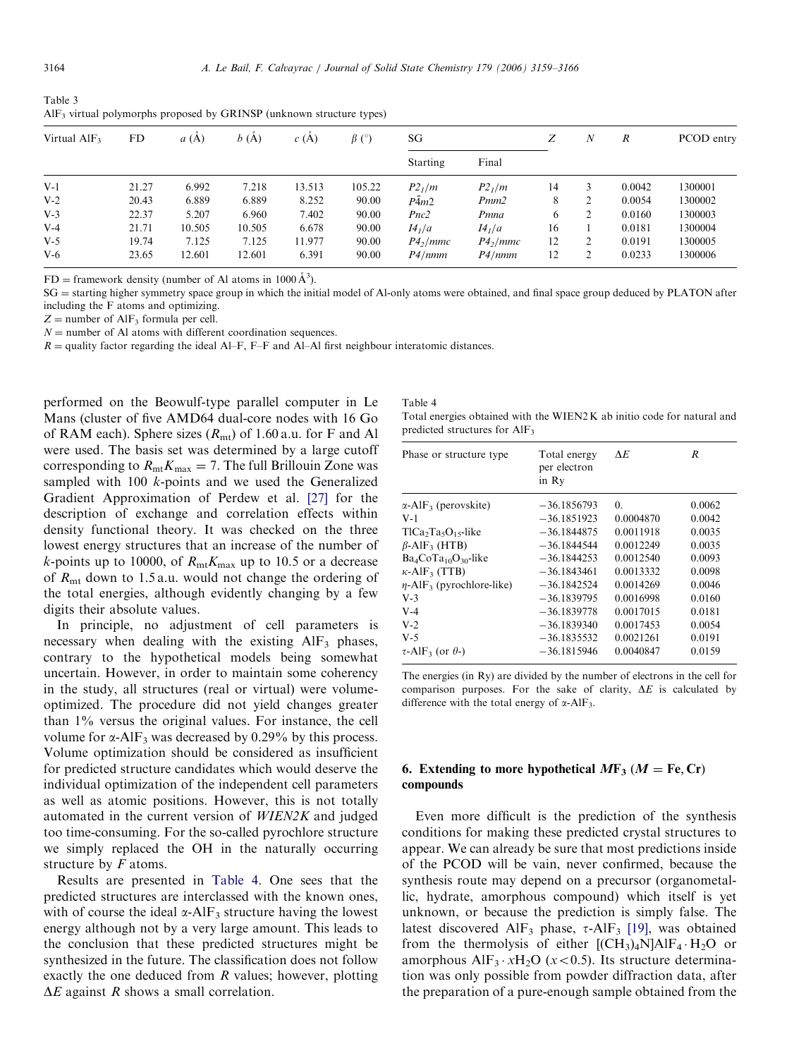Table 3
$AlF_3$ virtual polymorphs proposed by GRINSP (unknown structure types)

| Virtual $AlF_3$ | FD | $a$ (Å) | $b$ (Å) | $c$ (Å) | $\beta$ (°) | SG | | $Z$ | $N$ | $R$ | PCOD entry |
|---|---|---|---|---|---|---|---|---|---|---|---|
| | | | | | | Starting | Final | | | | |
| V-1 | 21.27 | 6.992 | 7.218 | 13.513 | 105.22 | $P2_1/m$ | $P2_1/m$ | 14 | 3 | 0.0042 | 1300001 |
| V-2 | 20.43 | 6.889 | 6.889 | 8.252 | 90.00 | $P\bar{4}m2$ | $Pmm2$ | 8 | 2 | 0.0054 | 1300002 |
| V-3 | 22.37 | 5.207 | 6.960 | 7.402 | 90.00 | $Pnc2$ | $Pmna$ | 6 | 2 | 0.0160 | 1300003 |
| V-4 | 21.71 | 10.505 | 10.505 | 6.678 | 90.00 | $I4_1/a$ | $I4_1/a$ | 16 | 1 | 0.0181 | 1300004 |
| V-5 | 19.74 | 7.125 | 7.125 | 11.977 | 90.00 | $P4_2/mmc$ | $P4_2/mmc$ | 12 | 2 | 0.0191 | 1300005 |
| V-6 | 23.65 | 12.601 | 12.601 | 6.391 | 90.00 | $P4/nmm$ | $P4/nmm$ | 12 | 2 | 0.0233 | 1300006 |

FD = framework density (number of Al atoms in 1000 Å$^3$).

SG = starting higher symmetry space group in which the initial model of Al-only atoms were obtained, and final space group deduced by PLATON after including the F atoms and optimizing.

$Z$ = number of $AlF_3$ formula per cell.

$N$ = number of Al atoms with different coordination sequences.

$R$ = quality factor regarding the ideal Al–F, F–F and Al–Al first neighbour interatomic distances.

performed on the Beowulf-type parallel computer in Le Mans (cluster of five AMD64 dual-core nodes with 16 Go of RAM each). Sphere sizes ($R_{mt}$) of 1.60 a.u. for F and Al were used. The basis set was determined by a large cutoff corresponding to $R_{mt}K_{max} = 7$. The full Brillouin Zone was sampled with 100 $k$-points and we used the Generalized Gradient Approximation of Perdew et al. [27] for the description of exchange and correlation effects within density functional theory. It was checked on the three lowest energy structures that an increase of the number of $k$-points up to 10000, of $R_{mt}K_{max}$ up to 10.5 or a decrease of $R_{mt}$ down to 1.5 a.u. would not change the ordering of the total energies, although evidently changing by a few digits their absolute values.

In principle, no adjustment of cell parameters is necessary when dealing with the existing $AlF_3$ phases, contrary to the hypothetical models being somewhat uncertain. However, in order to maintain some coherency in the study, all structures (real or virtual) were volume-optimized. The procedure did not yield changes greater than 1% versus the original values. For instance, the cell volume for $\alpha$-$AlF_3$ was decreased by 0.29% by this process. Volume optimization should be considered as insufficient for predicted structure candidates which would deserve the individual optimization of the independent cell parameters as well as atomic positions. However, this is not totally automated in the current version of *WIEN2K* and judged too time-consuming. For the so-called pyrochlore structure we simply replaced the OH in the naturally occurring structure by *F* atoms.

Results are presented in Table 4. One sees that the predicted structures are interclassed with the known ones, with of course the ideal $\alpha$-$AlF_3$ structure having the lowest energy although not by a very large amount. This leads to the conclusion that these predicted structures might be synthesized in the future. The classification does not follow exactly the one deduced from $R$ values; however, plotting $\Delta E$ against $R$ shows a small correlation.

Table 4
Total energies obtained with the WIEN2 K ab initio code for natural and predicted structures for $AlF_3$

| Phase or structure type | Total energy per electron in Ry | $\Delta E$ | $R$ |
|---|---|---|---|
| $\alpha$-$AlF_3$ (perovskite) | −36.1856793 | 0. | 0.0062 |
| V-1 | −36.1851923 | 0.0004870 | 0.0042 |
| $TlCa_2Ta_5O_{15}$-like | −36.1844875 | 0.0011918 | 0.0035 |
| $\beta$-$AlF_3$ (HTB) | −36.1844544 | 0.0012249 | 0.0035 |
| $Ba_4CoTa_{10}O_{30}$-like | −36.1844253 | 0.0012540 | 0.0093 |
| $\kappa$-$AlF_3$ (TTB) | −36.1843461 | 0.0013332 | 0.0098 |
| $\eta$-$AlF_3$ (pyrochlore-like) | −36.1842524 | 0.0014269 | 0.0046 |
| V-3 | −36.1839795 | 0.0016998 | 0.0160 |
| V-4 | −36.1839778 | 0.0017015 | 0.0181 |
| V-2 | −36.1839340 | 0.0017453 | 0.0054 |
| V-5 | −36.1835532 | 0.0021261 | 0.0191 |
| $\tau$-$AlF_3$ (or $\theta$-) | −36.1815946 | 0.0040847 | 0.0159 |

The energies (in Ry) are divided by the number of electrons in the cell for comparison purposes. For the sake of clarity, $\Delta E$ is calculated by difference with the total energy of $\alpha$-$AlF_3$.

## 6. Extending to more hypothetical $MF_3$ ($M$ = Fe, Cr) compounds

Even more difficult is the prediction of the synthesis conditions for making these predicted crystal structures to appear. We can already be sure that most predictions inside of the PCOD will be vain, never confirmed, because the synthesis route may depend on a precursor (organometallic, hydrate, amorphous compound) which itself is yet unknown, or because the prediction is simply false. The latest discovered $AlF_3$ phase, $\tau$-$AlF_3$ [19], was obtained from the thermolysis of either $[(CH_3)_4N]AlF_4 \cdot H_2O$ or amorphous $AlF_3 \cdot xH_2O$ ($x < 0.5$). Its structure determination was only possible from powder diffraction data, after the preparation of a pure-enough sample obtained from the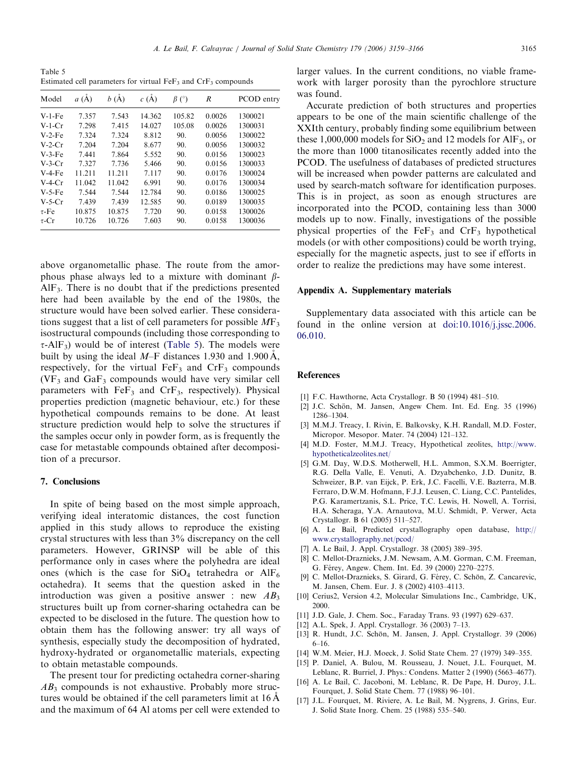Table 5
Estimated cell parameters for virtual $FeF_3$ and $CrF_3$ compounds

| Model | $a$ (Å) | $b$ (Å) | $c$ (Å) | $\beta$ (°) | $R$ | PCOD entry |
|---|---|---|---|---|---|---|
| V-1-Fe | 7.357 | 7.543 | 14.362 | 105.82 | 0.0026 | 1300021 |
| V-1-Cr | 7.298 | 7.415 | 14.027 | 105.08 | 0.0026 | 1300031 |
| V-2-Fe | 7.324 | 7.324 | 8.812 | 90. | 0.0056 | 1300022 |
| V-2-Cr | 7.204 | 7.204 | 8.677 | 90. | 0.0056 | 1300032 |
| V-3-Fe | 7.441 | 7.864 | 5.552 | 90. | 0.0156 | 1300023 |
| V-3-Cr | 7.327 | 7.736 | 5.466 | 90. | 0.0156 | 1300033 |
| V-4-Fe | 11.211 | 11.211 | 7.117 | 90. | 0.0176 | 1300024 |
| V-4-Cr | 11.042 | 11.042 | 6.991 | 90. | 0.0176 | 1300034 |
| V-5-Fe | 7.544 | 7.544 | 12.784 | 90. | 0.0186 | 1300025 |
| V-5-Cr | 7.439 | 7.439 | 12.585 | 90. | 0.0189 | 1300035 |
| τ-Fe | 10.875 | 10.875 | 7.720 | 90. | 0.0158 | 1300026 |
| τ-Cr | 10.726 | 10.726 | 7.603 | 90. | 0.0158 | 1300036 |

above organometallic phase. The route from the amorphous phase always led to a mixture with dominant $\beta$-$AlF_3$. There is no doubt that if the predictions presented here had been available by the end of the 1980s, the structure would have been solved earlier. These considerations suggest that a list of cell parameters for possible $MF_3$ isostructural compounds (including those corresponding to $\tau$-$AlF_3$) would be of interest (Table 5). The models were built by using the ideal $M$–F distances 1.930 and 1.900 Å, respectively, for the virtual $FeF_3$ and $CrF_3$ compounds ($VF_3$ and $GaF_3$ compounds would have very similar cell parameters with $FeF_3$ and $CrF_3$, respectively). Physical properties prediction (magnetic behaviour, etc.) for these hypothetical compounds remains to be done. At least structure prediction would help to solve the structures if the samples occur only in powder form, as is frequently the case for metastable compounds obtained after decomposition of a precursor.

## 7. Conclusions

In spite of being based on the most simple approach, verifying ideal interatomic distances, the cost function applied in this study allows to reproduce the existing crystal structures with less than 3% discrepancy on the cell parameters. However, GRINSP will be able of this performance only in cases where the polyhedra are ideal ones (which is the case for $SiO_4$ tetrahedra or $AlF_6$ octahedra). It seems that the question asked in the introduction was given a positive answer : new $AB_3$ structures built up from corner-sharing octahedra can be expected to be disclosed in the future. The question how to obtain them has the following answer: try all ways of synthesis, especially study the decomposition of hydrated, hydroxy-hydrated or organometallic materials, expecting to obtain metastable compounds.

The present tour for predicting octahedra corner-sharing $AB_3$ compounds is not exhaustive. Probably more structures would be obtained if the cell parameters limit at 16 Å and the maximum of 64 Al atoms per cell were extended to larger values. In the current conditions, no viable framework with larger porosity than the pyrochlore structure was found.

Accurate prediction of both structures and properties appears to be one of the main scientific challenge of the XXIth century, probably finding some equilibrium between these 1,000,000 models for $SiO_2$ and 12 models for $AlF_3$, or the more than 1000 titanosilicates recently added into the PCOD. The usefulness of databases of predicted structures will be increased when powder patterns are calculated and used by search-match software for identification purposes. This is in project, as soon as enough structures are incorporated into the PCOD, containing less than 3000 models up to now. Finally, investigations of the possible physical properties of the $FeF_3$ and $CrF_3$ hypothetical models (or with other compositions) could be worth trying, especially for the magnetic aspects, just to see if efforts in order to realize the predictions may have some interest.

## Appendix A. Supplementary materials

Supplementary data associated with this article can be found in the online version at doi:10.1016/j.jssc.2006.06.010.

## References

[1] F.C. Hawthorne, Acta Crystallogr. B 50 (1994) 481–510.

[2] J.C. Schön, M. Jansen, Angew Chem. Int. Ed. Eng. 35 (1996) 1286–1304.

[3] M.M.J. Treacy, I. Rivin, E. Balkovsky, K.H. Randall, M.D. Foster, Micropor. Mesopor. Mater. 74 (2004) 121–132.

[4] M.D. Foster, M.M.J. Treacy, Hypothetical zeolites, http://www.hypotheticalzeolites.net/

[5] G.M. Day, W.D.S. Motherwell, H.L. Ammon, S.X.M. Boerrigter, R.G. Della Valle, E. Venuti, A. Dzyabchenko, J.D. Dunitz, B. Schweizer, B.P. van Eijck, P. Erk, J.C. Facelli, V.E. Bazterra, M.B. Ferraro, D.W.M. Hofmann, F.J.J. Leusen, C. Liang, C.C. Pantelides, P.G. Karamertzanis, S.L. Price, T.C. Lewis, H. Nowell, A. Torrisi, H.A. Scheraga, Y.A. Arnautova, M.U. Schmidt, P. Verwer, Acta Crystallogr. B 61 (2005) 511–527.

[6] A. Le Bail, Predicted crystallography open database, http://www.crystallography.net/pcod/

[7] A. Le Bail, J. Appl. Crystallogr. 38 (2005) 389–395.

[8] C. Mellot-Draznieks, J.M. Newsam, A.M. Gorman, C.M. Freeman, G. Férey, Angew. Chem. Int. Ed. 39 (2000) 2270–2275.

[9] C. Mellot-Draznieks, S. Girard, G. Férey, C. Schön, Z. Cancarevic, M. Jansen, Chem. Eur. J. 8 (2002) 4103–4113.

[10] Cerius2, Version 4.2, Molecular Simulations Inc., Cambridge, UK, 2000.

[11] J.D. Gale, J. Chem. Soc., Faraday Trans. 93 (1997) 629–637.

[12] A.L. Spek, J. Appl. Crystallogr. 36 (2003) 7–13.

[13] R. Hundt, J.C. Schön, M. Jansen, J. Appl. Crystallogr. 39 (2006) 6–16.

[14] W.M. Meier, H.J. Moeck, J. Solid State Chem. 27 (1979) 349–355.

[15] P. Daniel, A. Bulou, M. Rousseau, J. Nouet, J.L. Fourquet, M. Leblanc, R. Burriel, J. Phys.: Condens. Matter 2 (1990) (5663–4677).

[16] A. Le Bail, C. Jacoboni, M. Leblanc, R. De Pape, H. Duroy, J.L. Fourquet, J. Solid State Chem. 77 (1988) 96–101.

[17] J.L. Fourquet, M. Riviere, A. Le Bail, M. Nygrens, J. Grins, Eur. J. Solid State Inorg. Chem. 25 (1988) 535–540.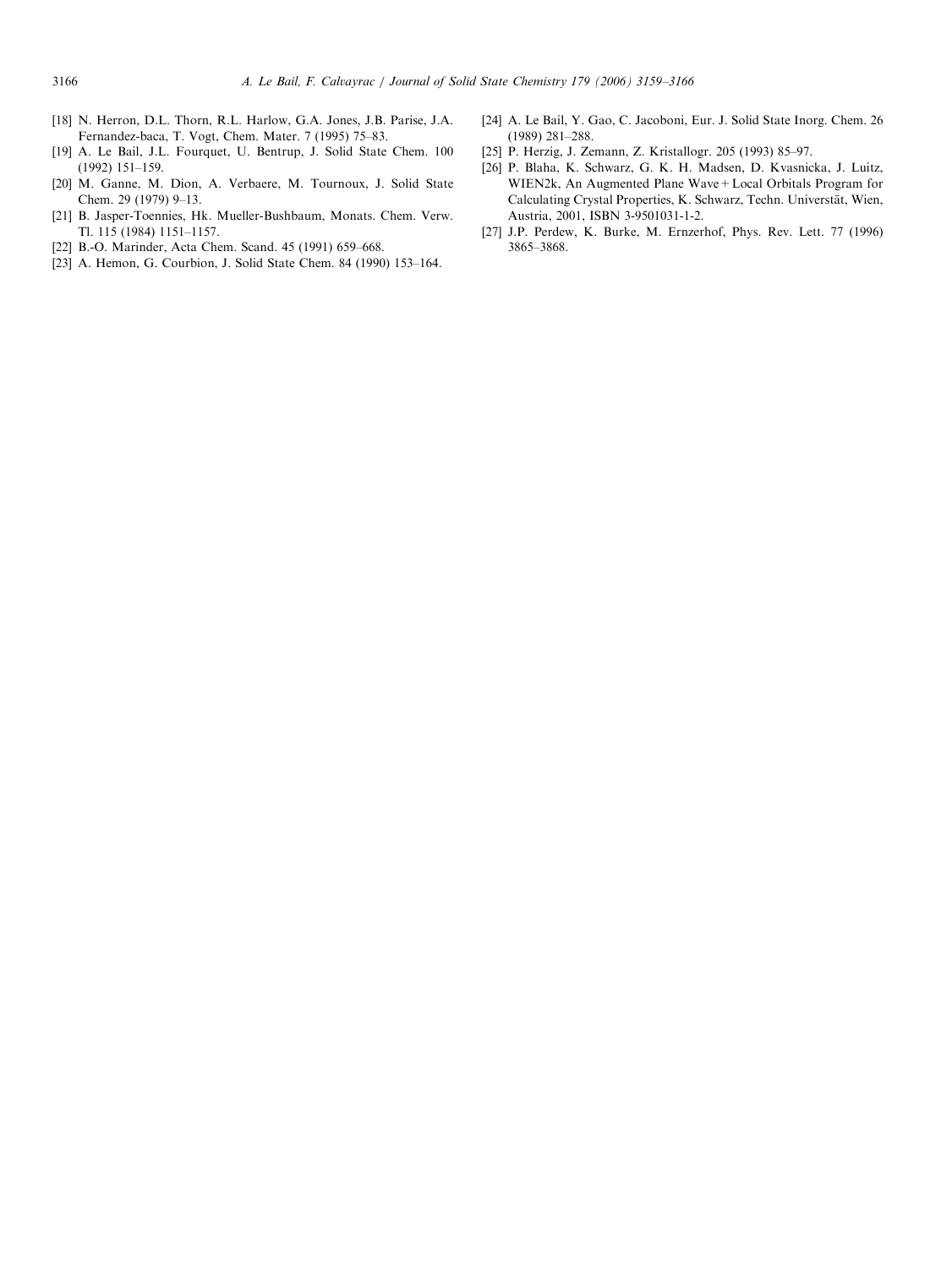[18] N. Herron, D.L. Thorn, R.L. Harlow, G.A. Jones, J.B. Parise, J.A. Fernandez-baca, T. Vogt, Chem. Mater. 7 (1995) 75–83.

[19] A. Le Bail, J.L. Fourquet, U. Bentrup, J. Solid State Chem. 100 (1992) 151–159.

[20] M. Ganne, M. Dion, A. Verbaere, M. Tournoux, J. Solid State Chem. 29 (1979) 9–13.

[21] B. Jasper-Toennies, Hk. Mueller-Bushbaum, Monats. Chem. Verw. Tl. 115 (1984) 1151–1157.

[22] B.-O. Marinder, Acta Chem. Scand. 45 (1991) 659–668.

[23] A. Hemon, G. Courbion, J. Solid State Chem. 84 (1990) 153–164.

[24] A. Le Bail, Y. Gao, C. Jacoboni, Eur. J. Solid State Inorg. Chem. 26 (1989) 281–288.

[25] P. Herzig, J. Zemann, Z. Kristallogr. 205 (1993) 85–97.

[26] P. Blaha, K. Schwarz, G. K. H. Madsen, D. Kvasnicka, J. Luitz, WIEN2k, An Augmented Plane Wave + Local Orbitals Program for Calculating Crystal Properties, K. Schwarz, Techn. Universtät, Wien, Austria, 2001, ISBN 3-9501031-1-2.

[27] J.P. Perdew, K. Burke, M. Ernzerhof, Phys. Rev. Lett. 77 (1996) 3865–3868.